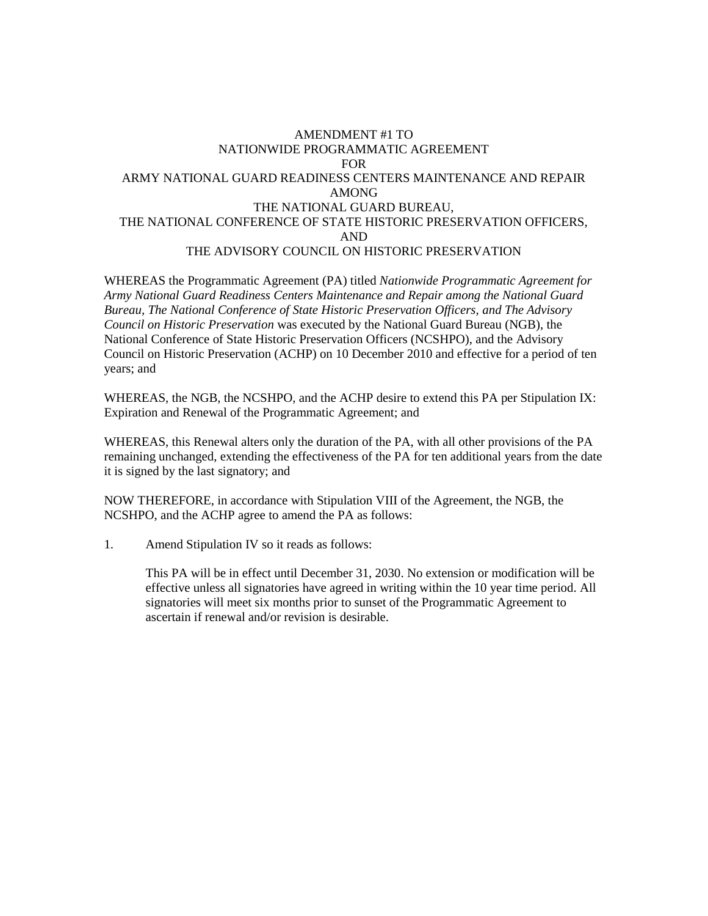# AMENDMENT #1 TO NATIONWIDE PROGRAMMATIC AGREEMENT FOR ARMY NATIONAL GUARD READINESS CENTERS MAINTENANCE AND REPAIR AMONG THE NATIONAL GUARD BUREAU, THE NATIONAL CONFERENCE OF STATE HISTORIC PRESERVATION OFFICERS, AND THE ADVISORY COUNCIL ON HISTORIC PRESERVATION

WHEREAS the Programmatic Agreement (PA) titled *Nationwide Programmatic Agreement for Army National Guard Readiness Centers Maintenance and Repair among the National Guard Bureau, The National Conference of State Historic Preservation Officers, and The Advisory Council on Historic Preservation* was executed by the National Guard Bureau (NGB), the National Conference of State Historic Preservation Officers (NCSHPO), and the Advisory Council on Historic Preservation (ACHP) on 10 December 2010 and effective for a period of ten years; and

WHEREAS, the NGB, the NCSHPO, and the ACHP desire to extend this PA per Stipulation IX: Expiration and Renewal of the Programmatic Agreement; and

WHEREAS, this Renewal alters only the duration of the PA, with all other provisions of the PA remaining unchanged, extending the effectiveness of the PA for ten additional years from the date it is signed by the last signatory; and

NOW THEREFORE, in accordance with Stipulation VIII of the Agreement, the NGB, the NCSHPO, and the ACHP agree to amend the PA as follows:

1. Amend Stipulation IV so it reads as follows:

   This PA will be in effect until December 31, 2030. No extension or modification will be effective unless all signatories have agreed in writing within the 10 year time period. All signatories will meet six months prior to sunset of the Programmatic Agreement to ascertain if renewal and/or revision is desirable.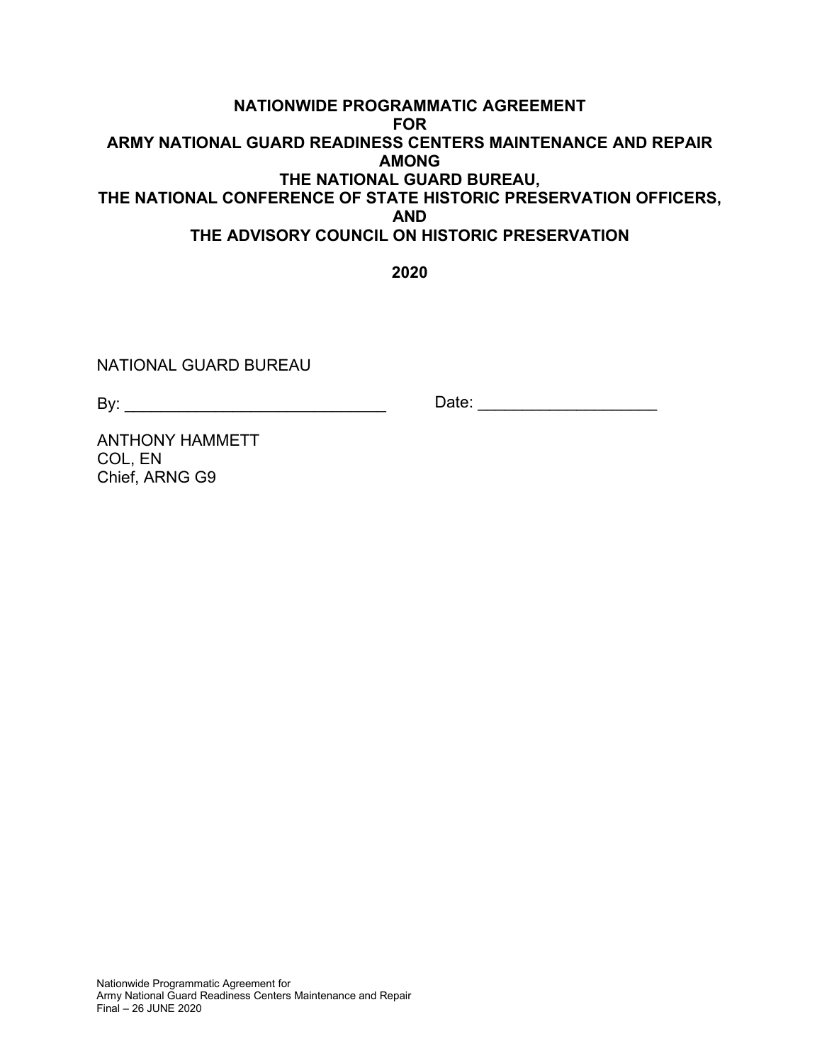**NATIONWIDE PROGRAMMATIC AGREEMENT**
**FOR**
**ARMY NATIONAL GUARD READINESS CENTERS MAINTENANCE AND REPAIR**
**AMONG**
**THE NATIONAL GUARD BUREAU,**
**THE NATIONAL CONFERENCE OF STATE HISTORIC PRESERVATION OFFICERS,**
**AND**
**THE ADVISORY COUNCIL ON HISTORIC PRESERVATION**

**2020**

NATIONAL GUARD BUREAU

By: _____________________________ Date: ____________________

ANTHONY HAMMETT
COL, EN
Chief, ARNG G9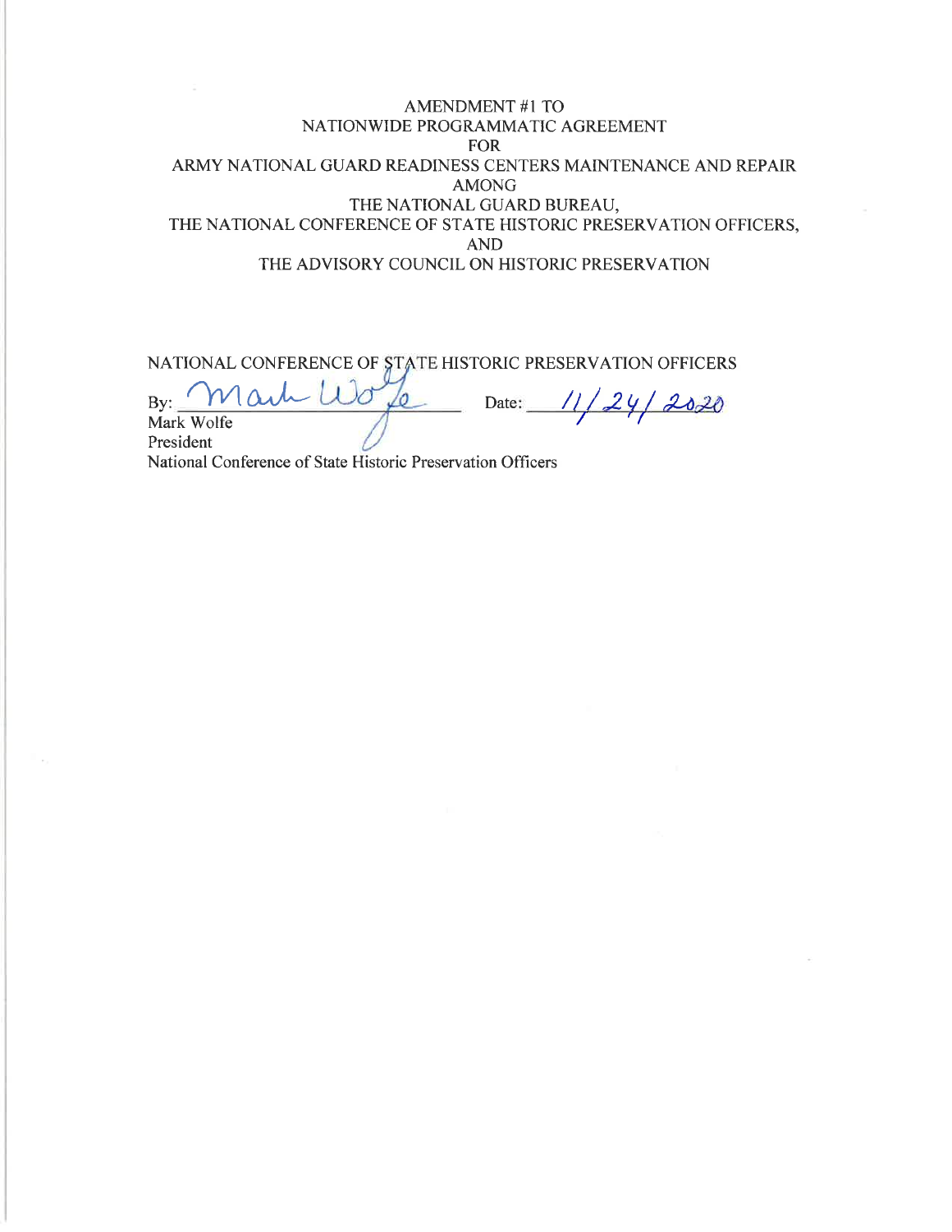AMENDMENT #1 TO
NATIONWIDE PROGRAMMATIC AGREEMENT
FOR
ARMY NATIONAL GUARD READINESS CENTERS MAINTENANCE AND REPAIR
AMONG
THE NATIONAL GUARD BUREAU,
THE NATIONAL CONFERENCE OF STATE HISTORIC PRESERVATION OFFICERS,
AND
THE ADVISORY COUNCIL ON HISTORIC PRESERVATION

NATIONAL CONFERENCE OF STATE HISTORIC PRESERVATION OFFICERS

By: Mark Wolfe Date: 11/24/2020

Mark Wolfe
President
National Conference of State Historic Preservation Officers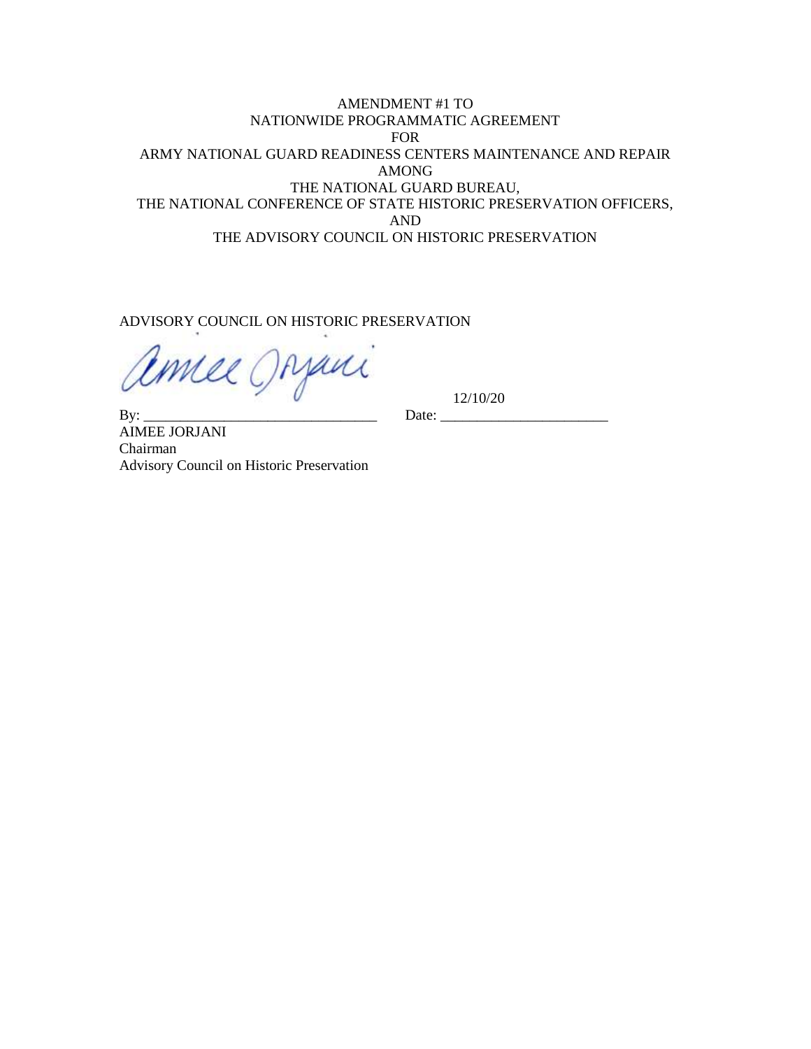AMENDMENT #1 TO
NATIONWIDE PROGRAMMATIC AGREEMENT
FOR
ARMY NATIONAL GUARD READINESS CENTERS MAINTENANCE AND REPAIR
AMONG
THE NATIONAL GUARD BUREAU,
THE NATIONAL CONFERENCE OF STATE HISTORIC PRESERVATION OFFICERS,
AND
THE ADVISORY COUNCIL ON HISTORIC PRESERVATION

ADVISORY COUNCIL ON HISTORIC PRESERVATION

By: ________________________________ Date: 12/10/20

AIMEE JORJANI
Chairman
Advisory Council on Historic Preservation